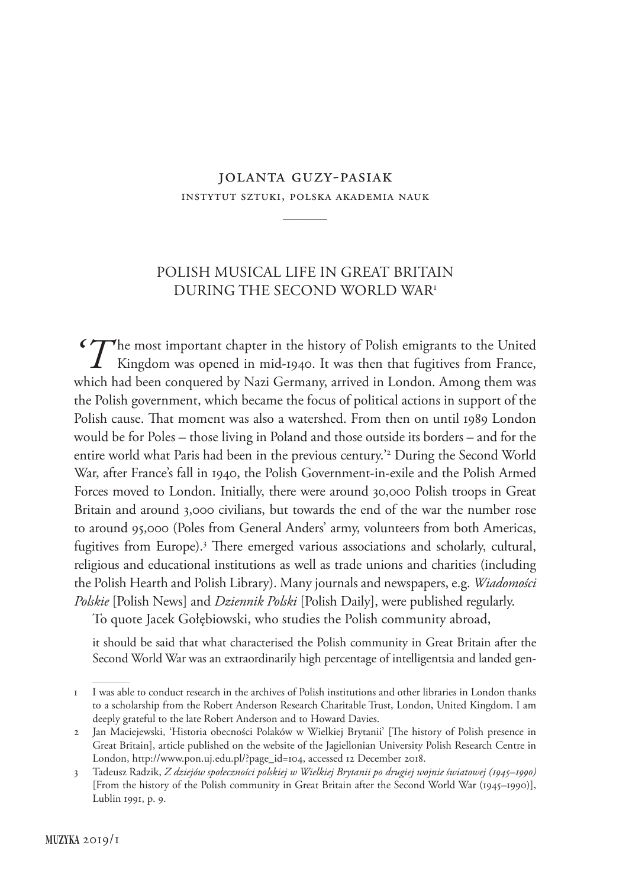JOLANTA GUZY-PASIAK

INSTYTUT SZTUKI, POLSKA AKADEMIA NAUK

# POLISH MUSICAL LIFE IN GREAT BRITAIN DURING THE SECOND WORLD WAR[1]

'The most important chapter in the history of Polish emigrants to the United Kingdom was opened in mid-1940. It was then that fugitives from France, which had been conquered by Nazi Germany, arrived in London. Among them was the Polish government, which became the focus of political actions in support of the Polish cause. That moment was also a watershed. From then on until 1989 London would be for Poles – those living in Poland and those outside its borders – and for the entire world what Paris had been in the previous century.'[2] During the Second World War, after France's fall in 1940, the Polish Government-in-exile and the Polish Armed Forces moved to London. Initially, there were around 30,000 Polish troops in Great Britain and around 3,000 civilians, but towards the end of the war the number rose to around 95,000 (Poles from General Anders' army, volunteers from both Americas, fugitives from Europe).[3] There emerged various associations and scholarly, cultural, religious and educational institutions as well as trade unions and charities (including the Polish Hearth and Polish Library). Many journals and newspapers, e.g. *Wiadomości Polskie* [Polish News] and *Dziennik Polski* [Polish Daily], were published regularly.

To quote Jacek Gołębiowski, who studies the Polish community abroad,

> it should be said that what characterised the Polish community in Great Britain after the Second World War was an extraordinarily high percentage of intelligentsia and landed gen-

---

1 I was able to conduct research in the archives of Polish institutions and other libraries in London thanks to a scholarship from the Robert Anderson Research Charitable Trust, London, United Kingdom. I am deeply grateful to the late Robert Anderson and to Howard Davies.

2 Jan Maciejewski, 'Historia obecności Polaków w Wielkiej Brytanii' [The history of Polish presence in Great Britain], article published on the website of the Jagiellonian University Polish Research Centre in London, http://www.pon.uj.edu.pl/?page_id=104, accessed 12 December 2018.

3 Tadeusz Radzik, *Z dziejów społeczności polskiej w Wielkiej Brytanii po drugiej wojnie światowej (1945–1990)* [From the history of the Polish community in Great Britain after the Second World War (1945–1990)], Lublin 1991, p. 9.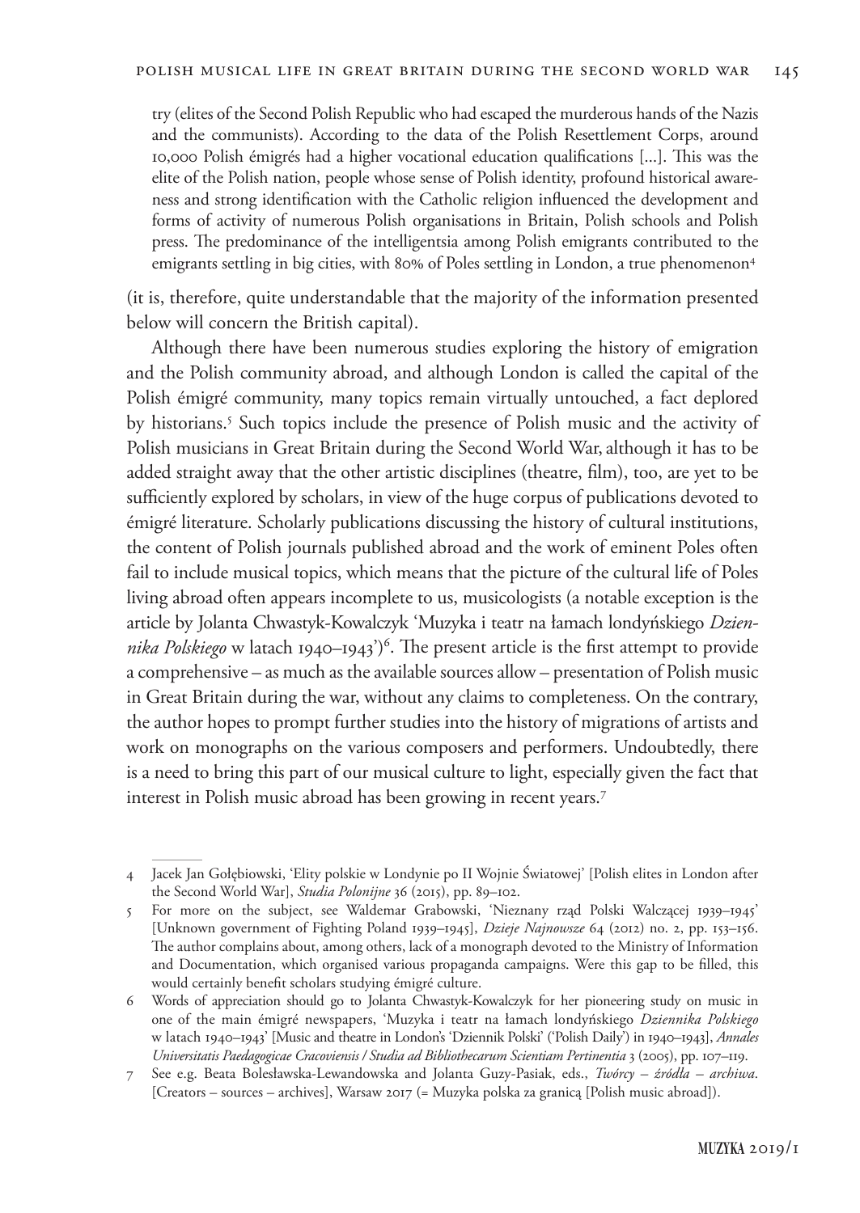> try (elites of the Second Polish Republic who had escaped the murderous hands of the Nazis and the communists). According to the data of the Polish Resettlement Corps, around 10,000 Polish émigrés had a higher vocational education qualifications [...]. This was the elite of the Polish nation, people whose sense of Polish identity, profound historical awareness and strong identification with the Catholic religion influenced the development and forms of activity of numerous Polish organisations in Britain, Polish schools and Polish press. The predominance of the intelligentsia among Polish emigrants contributed to the emigrants settling in big cities, with 80% of Poles settling in London, a true phenomenon[4]

(it is, therefore, quite understandable that the majority of the information presented below will concern the British capital).

Although there have been numerous studies exploring the history of emigration and the Polish community abroad, and although London is called the capital of the Polish émigré community, many topics remain virtually untouched, a fact deplored by historians.[5] Such topics include the presence of Polish music and the activity of Polish musicians in Great Britain during the Second World War, although it has to be added straight away that the other artistic disciplines (theatre, film), too, are yet to be sufficiently explored by scholars, in view of the huge corpus of publications devoted to émigré literature. Scholarly publications discussing the history of cultural institutions, the content of Polish journals published abroad and the work of eminent Poles often fail to include musical topics, which means that the picture of the cultural life of Poles living abroad often appears incomplete to us, musicologists (a notable exception is the article by Jolanta Chwastyk-Kowalczyk 'Muzyka i teatr na łamach londyńskiego *Dziennika Polskiego* w latach 1940–1943')[6]. The present article is the first attempt to provide a comprehensive – as much as the available sources allow – presentation of Polish music in Great Britain during the war, without any claims to completeness. On the contrary, the author hopes to prompt further studies into the history of migrations of artists and work on monographs on the various composers and performers. Undoubtedly, there is a need to bring this part of our musical culture to light, especially given the fact that interest in Polish music abroad has been growing in recent years.[7]

---

4 Jacek Jan Gołębiowski, 'Elity polskie w Londynie po II Wojnie Światowej' [Polish elites in London after the Second World War], *Studia Polonijne* 36 (2015), pp. 89–102.

5 For more on the subject, see Waldemar Grabowski, 'Nieznany rząd Polski Walczącej 1939–1945' [Unknown government of Fighting Poland 1939–1945], *Dzieje Najnowsze* 64 (2012) no. 2, pp. 153–156. The author complains about, among others, lack of a monograph devoted to the Ministry of Information and Documentation, which organised various propaganda campaigns. Were this gap to be filled, this would certainly benefit scholars studying émigré culture.

6 Words of appreciation should go to Jolanta Chwastyk-Kowalczyk for her pioneering study on music in one of the main émigré newspapers, 'Muzyka i teatr na łamach londyńskiego *Dziennika Polskiego* w latach 1940–1943' [Music and theatre in London's 'Dziennik Polski' ('Polish Daily') in 1940–1943], *Annales Universitatis Paedagogicae Cracoviensis / Studia ad Bibliothecarum Scientiam Pertinentia* 3 (2005), pp. 107–119.

7 See e.g. Beata Bolesławska-Lewandowska and Jolanta Guzy-Pasiak, eds., *Twórcy – źródła – archiwa*. [Creators – sources – archives], Warsaw 2017 (= Muzyka polska za granicą [Polish music abroad]).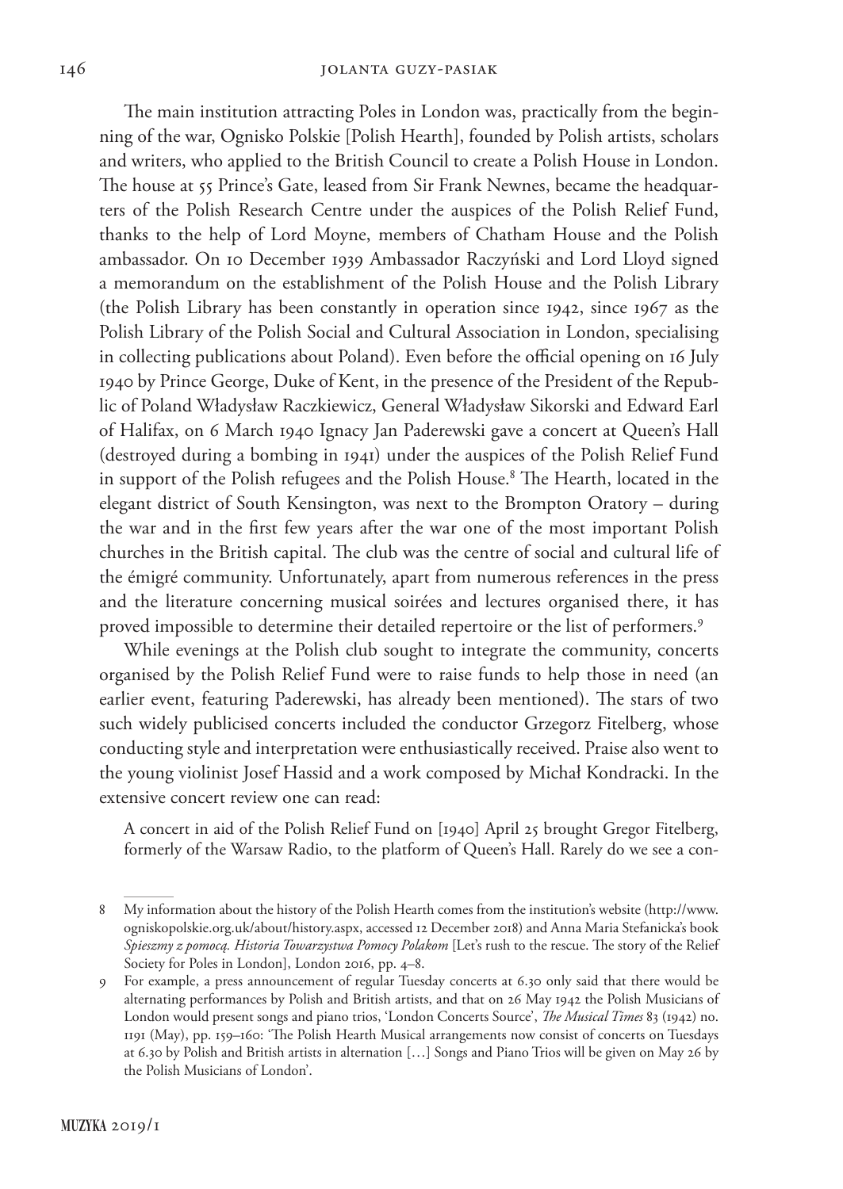The main institution attracting Poles in London was, practically from the beginning of the war, Ognisko Polskie [Polish Hearth], founded by Polish artists, scholars and writers, who applied to the British Council to create a Polish House in London. The house at 55 Prince's Gate, leased from Sir Frank Newnes, became the headquarters of the Polish Research Centre under the auspices of the Polish Relief Fund, thanks to the help of Lord Moyne, members of Chatham House and the Polish ambassador. On 10 December 1939 Ambassador Raczyński and Lord Lloyd signed a memorandum on the establishment of the Polish House and the Polish Library (the Polish Library has been constantly in operation since 1942, since 1967 as the Polish Library of the Polish Social and Cultural Association in London, specialising in collecting publications about Poland). Even before the official opening on 16 July 1940 by Prince George, Duke of Kent, in the presence of the President of the Republic of Poland Władysław Raczkiewicz, General Władysław Sikorski and Edward Earl of Halifax, on 6 March 1940 Ignacy Jan Paderewski gave a concert at Queen's Hall (destroyed during a bombing in 1941) under the auspices of the Polish Relief Fund in support of the Polish refugees and the Polish House.[8] The Hearth, located in the elegant district of South Kensington, was next to the Brompton Oratory – during the war and in the first few years after the war one of the most important Polish churches in the British capital. The club was the centre of social and cultural life of the émigré community. Unfortunately, apart from numerous references in the press and the literature concerning musical soirées and lectures organised there, it has proved impossible to determine their detailed repertoire or the list of performers.[9]

While evenings at the Polish club sought to integrate the community, concerts organised by the Polish Relief Fund were to raise funds to help those in need (an earlier event, featuring Paderewski, has already been mentioned). The stars of two such widely publicised concerts included the conductor Grzegorz Fitelberg, whose conducting style and interpretation were enthusiastically received. Praise also went to the young violinist Josef Hassid and a work composed by Michał Kondracki. In the extensive concert review one can read:

> A concert in aid of the Polish Relief Fund on [1940] April 25 brought Gregor Fitelberg, formerly of the Warsaw Radio, to the platform of Queen's Hall. Rarely do we see a con-

---

8 My information about the history of the Polish Hearth comes from the institution's website (http://www.ogniskopolskie.org.uk/about/history.aspx, accessed 12 December 2018) and Anna Maria Stefanicka's book *Spieszmy z pomocą. Historia Towarzystwa Pomocy Polakom* [Let's rush to the rescue. The story of the Relief Society for Poles in London], London 2016, pp. 4–8.

9 For example, a press announcement of regular Tuesday concerts at 6.30 only said that there would be alternating performances by Polish and British artists, and that on 26 May 1942 the Polish Musicians of London would present songs and piano trios, 'London Concerts Source', *The Musical Times* 83 (1942) no. 1191 (May), pp. 159–160: 'The Polish Hearth Musical arrangements now consist of concerts on Tuesdays at 6.30 by Polish and British artists in alternation […] Songs and Piano Trios will be given on May 26 by the Polish Musicians of London'.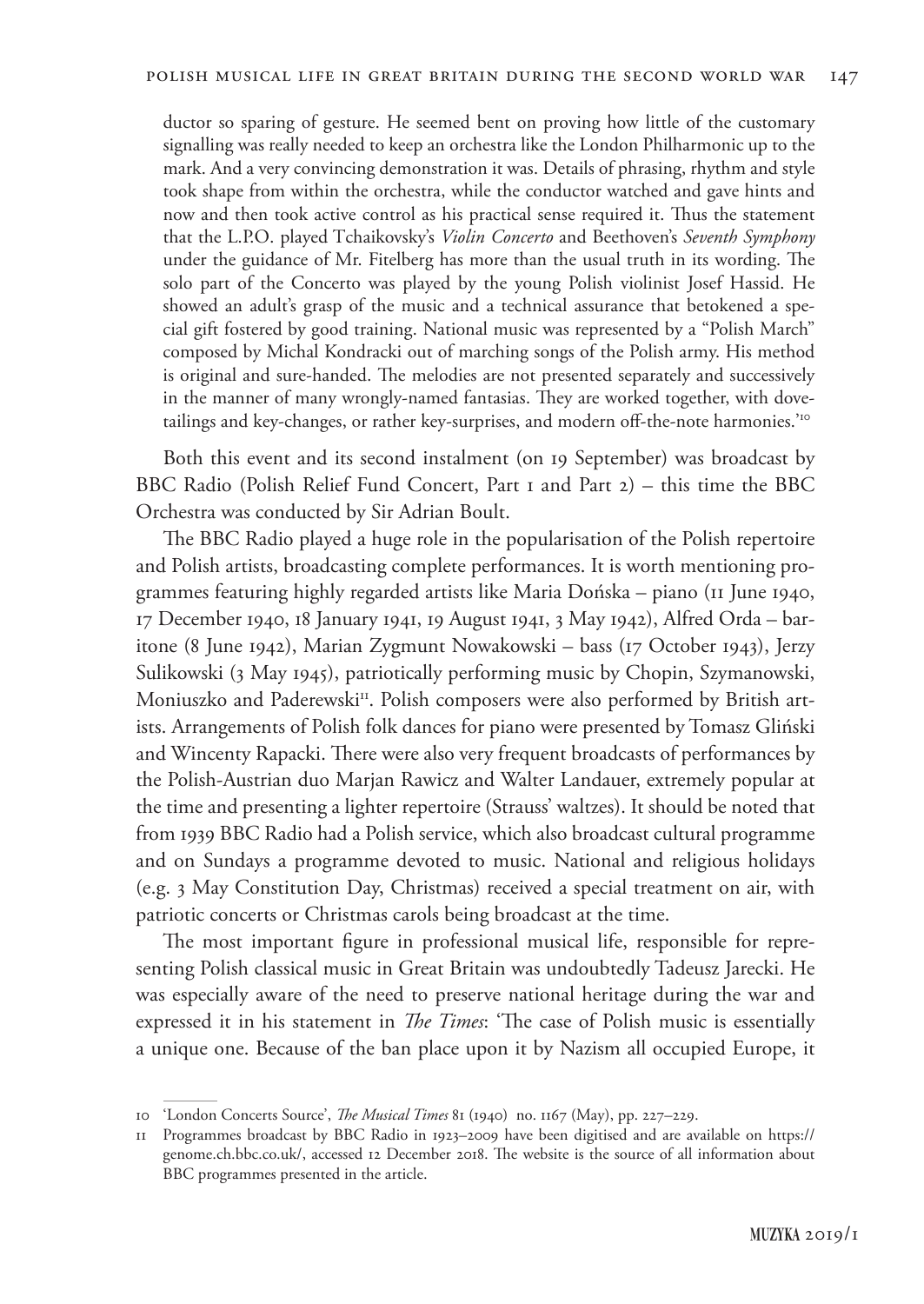ductor so sparing of gesture. He seemed bent on proving how little of the customary signalling was really needed to keep an orchestra like the London Philharmonic up to the mark. And a very convincing demonstration it was. Details of phrasing, rhythm and style took shape from within the orchestra, while the conductor watched and gave hints and now and then took active control as his practical sense required it. Thus the statement that the L.P.O. played Tchaikovsky's *Violin Concerto* and Beethoven's *Seventh Symphony* under the guidance of Mr. Fitelberg has more than the usual truth in its wording. The solo part of the Concerto was played by the young Polish violinist Josef Hassid. He showed an adult's grasp of the music and a technical assurance that betokened a special gift fostered by good training. National music was represented by a "Polish March" composed by Michal Kondracki out of marching songs of the Polish army. His method is original and sure-handed. The melodies are not presented separately and successively in the manner of many wrongly-named fantasias. They are worked together, with dovetailings and key-changes, or rather key-surprises, and modern off-the-note harmonies.'[10]

Both this event and its second instalment (on 19 September) was broadcast by BBC Radio (Polish Relief Fund Concert, Part 1 and Part 2) – this time the BBC Orchestra was conducted by Sir Adrian Boult.

The BBC Radio played a huge role in the popularisation of the Polish repertoire and Polish artists, broadcasting complete performances. It is worth mentioning programmes featuring highly regarded artists like Maria Dońska – piano (11 June 1940, 17 December 1940, 18 January 1941, 19 August 1941, 3 May 1942), Alfred Orda – baritone (8 June 1942), Marian Zygmunt Nowakowski – bass (17 October 1943), Jerzy Sulikowski (3 May 1945), patriotically performing music by Chopin, Szymanowski, Moniuszko and Paderewski[11]. Polish composers were also performed by British artists. Arrangements of Polish folk dances for piano were presented by Tomasz Gliński and Wincenty Rapacki. There were also very frequent broadcasts of performances by the Polish-Austrian duo Marjan Rawicz and Walter Landauer, extremely popular at the time and presenting a lighter repertoire (Strauss' waltzes). It should be noted that from 1939 BBC Radio had a Polish service, which also broadcast cultural programme and on Sundays a programme devoted to music. National and religious holidays (e.g. 3 May Constitution Day, Christmas) received a special treatment on air, with patriotic concerts or Christmas carols being broadcast at the time.

The most important figure in professional musical life, responsible for representing Polish classical music in Great Britain was undoubtedly Tadeusz Jarecki. He was especially aware of the need to preserve national heritage during the war and expressed it in his statement in *The Times*: 'The case of Polish music is essentially a unique one. Because of the ban place upon it by Nazism all occupied Europe, it

---

10 'London Concerts Source', *The Musical Times* 81 (1940) no. 1167 (May), pp. 227–229.

11 Programmes broadcast by BBC Radio in 1923–2009 have been digitised and are available on https://genome.ch.bbc.co.uk/, accessed 12 December 2018. The website is the source of all information about BBC programmes presented in the article.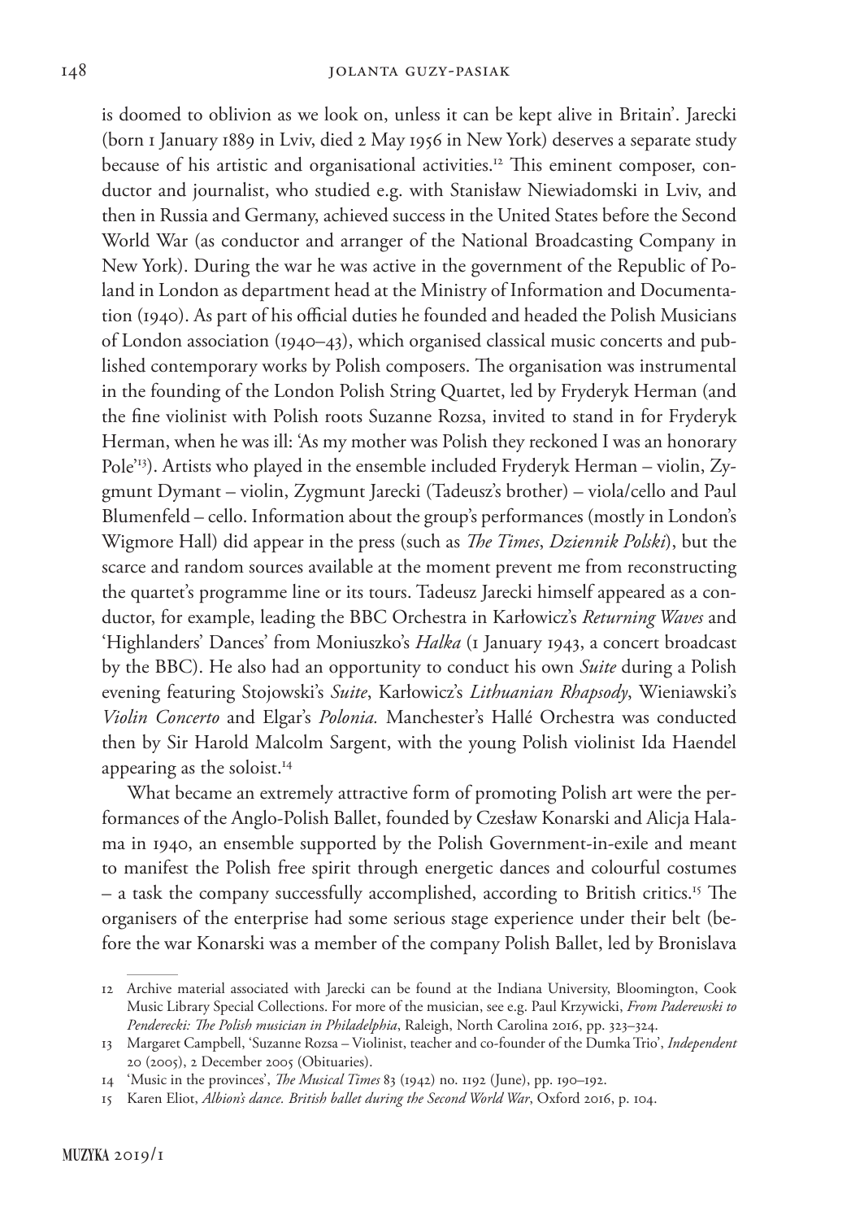is doomed to oblivion as we look on, unless it can be kept alive in Britain'. Jarecki (born 1 January 1889 in Lviv, died 2 May 1956 in New York) deserves a separate study because of his artistic and organisational activities.[12] This eminent composer, conductor and journalist, who studied e.g. with Stanisław Niewiadomski in Lviv, and then in Russia and Germany, achieved success in the United States before the Second World War (as conductor and arranger of the National Broadcasting Company in New York). During the war he was active in the government of the Republic of Poland in London as department head at the Ministry of Information and Documentation (1940). As part of his official duties he founded and headed the Polish Musicians of London association (1940–43), which organised classical music concerts and published contemporary works by Polish composers. The organisation was instrumental in the founding of the London Polish String Quartet, led by Fryderyk Herman (and the fine violinist with Polish roots Suzanne Rozsa, invited to stand in for Fryderyk Herman, when he was ill: 'As my mother was Polish they reckoned I was an honorary Pole'[13]). Artists who played in the ensemble included Fryderyk Herman – violin, Zygmunt Dymant – violin, Zygmunt Jarecki (Tadeusz's brother) – viola/cello and Paul Blumenfeld – cello. Information about the group's performances (mostly in London's Wigmore Hall) did appear in the press (such as *The Times*, *Dziennik Polski*), but the scarce and random sources available at the moment prevent me from reconstructing the quartet's programme line or its tours. Tadeusz Jarecki himself appeared as a conductor, for example, leading the BBC Orchestra in Karłowicz's *Returning Waves* and 'Highlanders' Dances' from Moniuszko's *Halka* (1 January 1943, a concert broadcast by the BBC). He also had an opportunity to conduct his own *Suite* during a Polish evening featuring Stojowski's *Suite*, Karłowicz's *Lithuanian Rhapsody*, Wieniawski's *Violin Concerto* and Elgar's *Polonia.* Manchester's Hallé Orchestra was conducted then by Sir Harold Malcolm Sargent, with the young Polish violinist Ida Haendel appearing as the soloist.[14]

What became an extremely attractive form of promoting Polish art were the performances of the Anglo-Polish Ballet, founded by Czesław Konarski and Alicja Halama in 1940, an ensemble supported by the Polish Government-in-exile and meant to manifest the Polish free spirit through energetic dances and colourful costumes – a task the company successfully accomplished, according to British critics.[15] The organisers of the enterprise had some serious stage experience under their belt (before the war Konarski was a member of the company Polish Ballet, led by Bronislava

---

12 Archive material associated with Jarecki can be found at the Indiana University, Bloomington, Cook Music Library Special Collections. For more of the musician, see e.g. Paul Krzywicki, *From Paderewski to Penderecki: The Polish musician in Philadelphia*, Raleigh, North Carolina 2016, pp. 323–324.

13 Margaret Campbell, 'Suzanne Rozsa – Violinist, teacher and co-founder of the Dumka Trio', *Independent* 20 (2005), 2 December 2005 (Obituaries).

14 'Music in the provinces', *The Musical Times* 83 (1942) no. 1192 (June), pp. 190–192.

15 Karen Eliot, *Albion's dance. British ballet during the Second World War*, Oxford 2016, p. 104.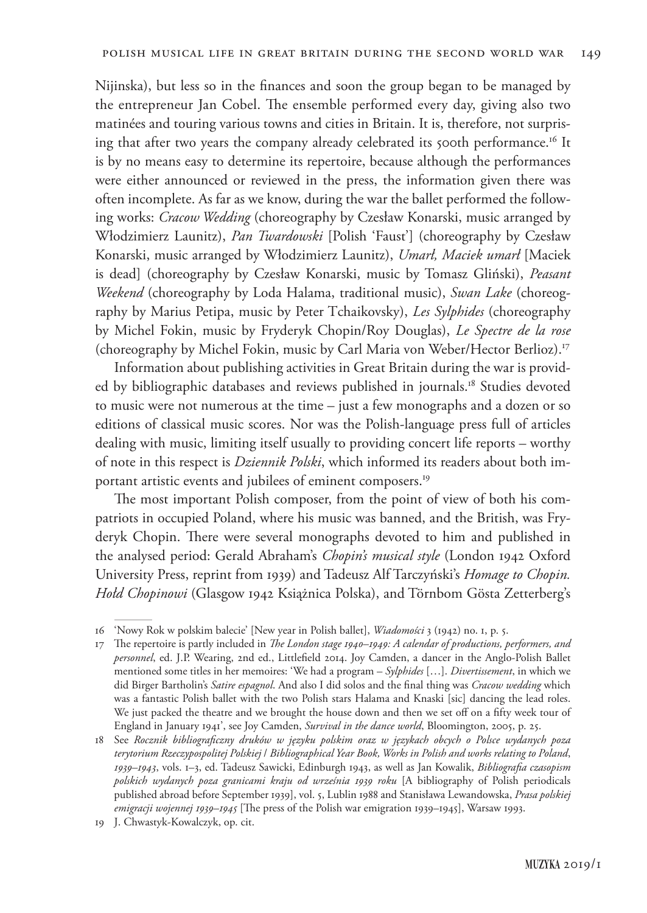Nijinska), but less so in the finances and soon the group began to be managed by the entrepreneur Jan Cobel. The ensemble performed every day, giving also two matinées and touring various towns and cities in Britain. It is, therefore, not surprising that after two years the company already celebrated its 500th performance.[16] It is by no means easy to determine its repertoire, because although the performances were either announced or reviewed in the press, the information given there was often incomplete. As far as we know, during the war the ballet performed the following works: *Cracow Wedding* (choreography by Czesław Konarski, music arranged by Włodzimierz Launitz), *Pan Twardowski* [Polish 'Faust'] (choreography by Czesław Konarski, music arranged by Włodzimierz Launitz), *Umarł, Maciek umarł* [Maciek is dead] (choreography by Czesław Konarski, music by Tomasz Gliński), *Peasant Weekend* (choreography by Loda Halama, traditional music), *Swan Lake* (choreography by Marius Petipa, music by Peter Tchaikovsky), *Les Sylphides* (choreography by Michel Fokin, music by Fryderyk Chopin/Roy Douglas), *Le Spectre de la rose* (choreography by Michel Fokin, music by Carl Maria von Weber/Hector Berlioz).[17]

Information about publishing activities in Great Britain during the war is provided by bibliographic databases and reviews published in journals.[18] Studies devoted to music were not numerous at the time – just a few monographs and a dozen or so editions of classical music scores. Nor was the Polish-language press full of articles dealing with music, limiting itself usually to providing concert life reports – worthy of note in this respect is *Dziennik Polski*, which informed its readers about both important artistic events and jubilees of eminent composers.[19]

The most important Polish composer, from the point of view of both his compatriots in occupied Poland, where his music was banned, and the British, was Fryderyk Chopin. There were several monographs devoted to him and published in the analysed period: Gerald Abraham's *Chopin's musical style* (London 1942 Oxford University Press, reprint from 1939) and Tadeusz Alf Tarczyński's *Homage to Chopin. Hołd Chopinowi* (Glasgow 1942 Książnica Polska), and Törnbom Gösta Zetterberg's

---

16 'Nowy Rok w polskim balecie' [New year in Polish ballet], *Wiadomości* 3 (1942) no. 1, p. 5.

17 The repertoire is partly included in *The London stage 1940–1949: A calendar of productions, performers, and personnel*, ed. J.P. Wearing, 2nd ed., Littlefield 2014. Joy Camden, a dancer in the Anglo-Polish Ballet mentioned some titles in her memoires: 'We had a program – *Sylphides* […]. *Divertissement*, in which we did Birger Bartholin's *Satire espagnol*. And also I did solos and the final thing was *Cracow wedding* which was a fantastic Polish ballet with the two Polish stars Halama and Knaski [sic] dancing the lead roles. We just packed the theatre and we brought the house down and then we set off on a fifty week tour of England in January 1941', see Joy Camden, *Survival in the dance world*, Bloomington, 2005, p. 25.

18 See *Rocznik bibliograficzny druków w języku polskim oraz w językach obcych o Polsce wydanych poza terytorium Rzeczypospolitej Polskiej / Bibliographical Year Book, Works in Polish and works relating to Poland, 1939–1943*, vols. 1–3, ed. Tadeusz Sawicki, Edinburgh 1943, as well as Jan Kowalik, *Bibliografia czasopism polskich wydanych poza granicami kraju od września 1939 roku* [A bibliography of Polish periodicals published abroad before September 1939], vol. 5, Lublin 1988 and Stanisława Lewandowska, *Prasa polskiej emigracji wojennej 1939–1945* [The press of the Polish war emigration 1939–1945], Warsaw 1993.

19 J. Chwastyk-Kowalczyk, op. cit.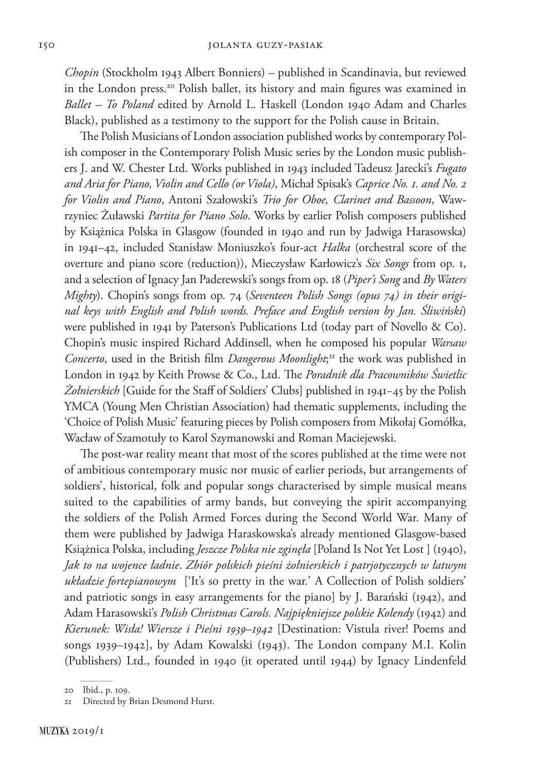*Chopin* (Stockholm 1943 Albert Bonniers) – published in Scandinavia, but reviewed in the London press.[20] Polish ballet, its history and main figures was examined in *Ballet – To Poland* edited by Arnold L. Haskell (London 1940 Adam and Charles Black), published as a testimony to the support for the Polish cause in Britain.

The Polish Musicians of London association published works by contemporary Polish composer in the Contemporary Polish Music series by the London music publishers J. and W. Chester Ltd. Works published in 1943 included Tadeusz Jarecki's *Fugato and Aria for Piano, Violin and Cello (or Viola)*, Michał Spisak's *Caprice No. 1. and No. 2 for Violin and Piano*, Antoni Szałowski's *Trio for Oboe, Clarinet and Bassoon*, Wawrzyniec Żuławski *Partita for Piano Solo*. Works by earlier Polish composers published by Książnica Polska in Glasgow (founded in 1940 and run by Jadwiga Harasowska) in 1941–42, included Stanisław Moniuszko's four-act *Halka* (orchestral score of the overture and piano score (reduction)), Mieczysław Karłowicz's *Six Songs* from op. 1, and a selection of Ignacy Jan Paderewski's songs from op. 18 (*Piper's Song* and *By Waters Mighty*). Chopin's songs from op. 74 (*Seventeen Polish Songs (opus 74) in their original keys with English and Polish words. Preface and English version by Jan. Śliwiński*) were published in 1941 by Paterson's Publications Ltd (today part of Novello & Co). Chopin's music inspired Richard Addinsell, when he composed his popular *Warsaw Concerto*, used in the British film *Dangerous Moonlight*;[21] the work was published in London in 1942 by Keith Prowse & Co., Ltd. The *Poradnik dla Pracowników Świetlic Żołnierskich* [Guide for the Staff of Soldiers' Clubs] published in 1941–45 by the Polish YMCA (Young Men Christian Association) had thematic supplements, including the 'Choice of Polish Music' featuring pieces by Polish composers from Mikołaj Gomółka, Wacław of Szamotuły to Karol Szymanowski and Roman Maciejewski.

The post-war reality meant that most of the scores published at the time were not of ambitious contemporary music nor music of earlier periods, but arrangements of soldiers', historical, folk and popular songs characterised by simple musical means suited to the capabilities of army bands, but conveying the spirit accompanying the soldiers of the Polish Armed Forces during the Second World War. Many of them were published by Jadwiga Haraskowska's already mentioned Glasgow-based Książnica Polska, including *Jeszcze Polska nie zginęła* [Poland Is Not Yet Lost ] (1940), *Jak to na wojence ładnie*. *Zbiór polskich pieśni żołnierskich i patrjotycznych w łatwym układzie fortepianowym* ['It's so pretty in the war.' A Collection of Polish soldiers' and patriotic songs in easy arrangements for the piano] by J. Barański (1942), and Adam Harasowski's *Polish Christmas Carols. Najpiękniejsze polskie Kolendy* (1942) and *Kierunek: Wisła! Wiersze i Pieśni 1939–1942* [Destination: Vistula river! Poems and songs 1939–1942], by Adam Kowalski (1943). The London company M.I. Kolin (Publishers) Ltd., founded in 1940 (it operated until 1944) by Ignacy Lindenfeld

20 Ibid., p. 109.

21 Directed by Brian Desmond Hurst.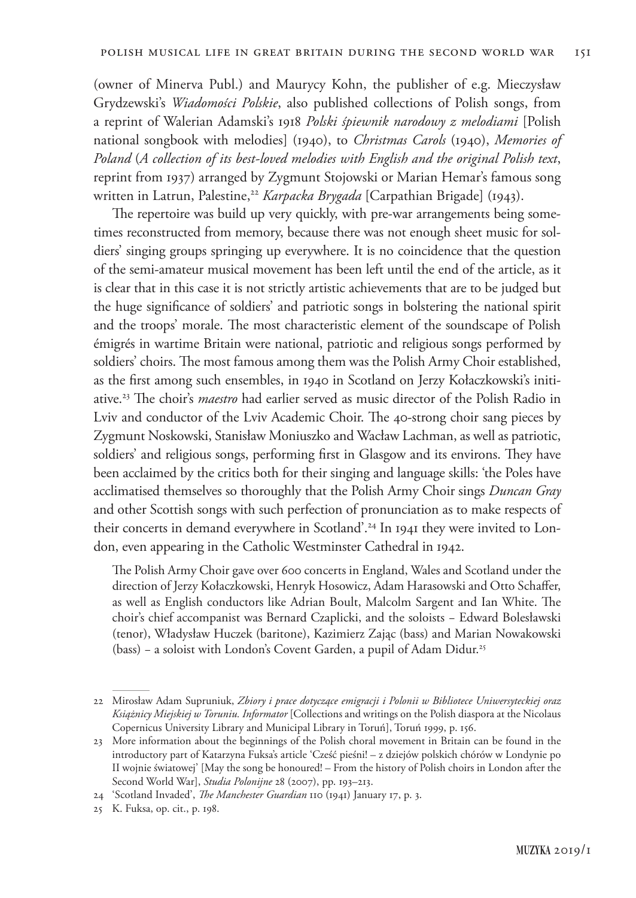(owner of Minerva Publ.) and Maurycy Kohn, the publisher of e.g. Mieczysław Grydzewski's *Wiadomości Polskie*, also published collections of Polish songs, from a reprint of Walerian Adamski's 1918 *Polski śpiewnik narodowy z melodiami* [Polish national songbook with melodies] (1940), to *Christmas Carols* (1940), *Memories of Poland* (*A collection of its best-loved melodies with English and the original Polish text*, reprint from 1937) arranged by Zygmunt Stojowski or Marian Hemar's famous song written in Latrun, Palestine,[22] *Karpacka Brygada* [Carpathian Brigade] (1943).

The repertoire was build up very quickly, with pre-war arrangements being sometimes reconstructed from memory, because there was not enough sheet music for soldiers' singing groups springing up everywhere. It is no coincidence that the question of the semi-amateur musical movement has been left until the end of the article, as it is clear that in this case it is not strictly artistic achievements that are to be judged but the huge significance of soldiers' and patriotic songs in bolstering the national spirit and the troops' morale. The most characteristic element of the soundscape of Polish émigrés in wartime Britain were national, patriotic and religious songs performed by soldiers' choirs. The most famous among them was the Polish Army Choir established, as the first among such ensembles, in 1940 in Scotland on Jerzy Kołaczkowski's initiative.[23] The choir's *maestro* had earlier served as music director of the Polish Radio in Lviv and conductor of the Lviv Academic Choir. The 40-strong choir sang pieces by Zygmunt Noskowski, Stanisław Moniuszko and Wacław Lachman, as well as patriotic, soldiers' and religious songs, performing first in Glasgow and its environs. They have been acclaimed by the critics both for their singing and language skills: 'the Poles have acclimatised themselves so thoroughly that the Polish Army Choir sings *Duncan Gray* and other Scottish songs with such perfection of pronunciation as to make respects of their concerts in demand everywhere in Scotland'.[24] In 1941 they were invited to London, even appearing in the Catholic Westminster Cathedral in 1942.

> The Polish Army Choir gave over 600 concerts in England, Wales and Scotland under the direction of Jerzy Kołaczkowski, Henryk Hosowicz, Adam Harasowski and Otto Schaffer, as well as English conductors like Adrian Boult, Malcolm Sargent and Ian White. The choir's chief accompanist was Bernard Czaplicki, and the soloists – Edward Bolesławski (tenor), Władysław Huczek (baritone), Kazimierz Zając (bass) and Marian Nowakowski (bass) – a soloist with London's Covent Garden, a pupil of Adam Didur.[25]

---

22 Mirosław Adam Supruniuk, *Zbiory i prace dotyczące emigracji i Polonii w Bibliotece Uniwersyteckiej oraz Książnicy Miejskiej w Toruniu. Informator* [Collections and writings on the Polish diaspora at the Nicolaus Copernicus University Library and Municipal Library in Toruń], Toruń 1999, p. 156.

23 More information about the beginnings of the Polish choral movement in Britain can be found in the introductory part of Katarzyna Fuksa's article 'Cześć pieśni! – z dziejów polskich chórów w Londynie po II wojnie światowej' [May the song be honoured! – From the history of Polish choirs in London after the Second World War], *Studia Polonijne* 28 (2007), pp. 193–213.

24 'Scotland Invaded', *The Manchester Guardian* 110 (1941) January 17, p. 3.

25 K. Fuksa, op. cit., p. 198.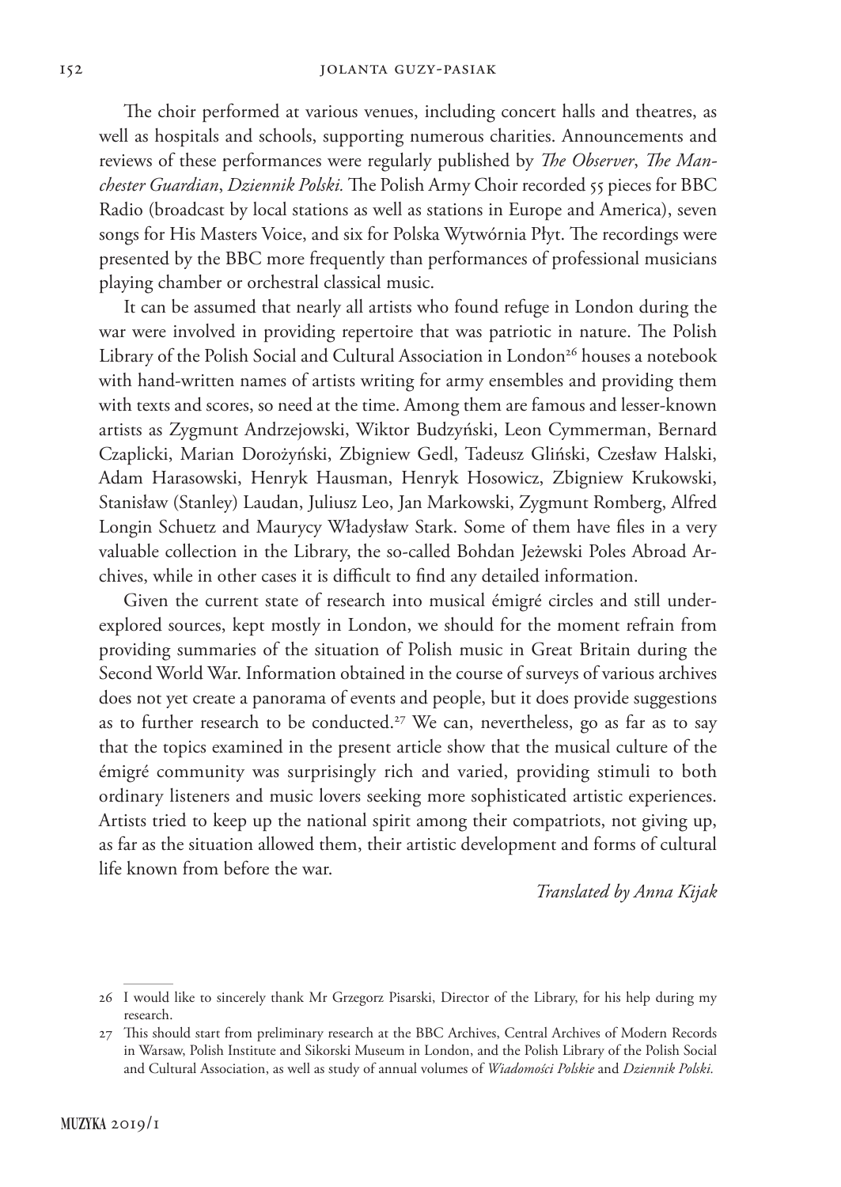The choir performed at various venues, including concert halls and theatres, as well as hospitals and schools, supporting numerous charities. Announcements and reviews of these performances were regularly published by *The Observer*, *The Manchester Guardian*, *Dziennik Polski.* The Polish Army Choir recorded 55 pieces for BBC Radio (broadcast by local stations as well as stations in Europe and America), seven songs for His Masters Voice, and six for Polska Wytwórnia Płyt. The recordings were presented by the BBC more frequently than performances of professional musicians playing chamber or orchestral classical music.

It can be assumed that nearly all artists who found refuge in London during the war were involved in providing repertoire that was patriotic in nature. The Polish Library of the Polish Social and Cultural Association in London[26] houses a notebook with hand-written names of artists writing for army ensembles and providing them with texts and scores, so need at the time. Among them are famous and lesser-known artists as Zygmunt Andrzejowski, Wiktor Budzyński, Leon Cymmerman, Bernard Czaplicki, Marian Dorożyński, Zbigniew Gedl, Tadeusz Gliński, Czesław Halski, Adam Harasowski, Henryk Hausman, Henryk Hosowicz, Zbigniew Krukowski, Stanisław (Stanley) Laudan, Juliusz Leo, Jan Markowski, Zygmunt Romberg, Alfred Longin Schuetz and Maurycy Władysław Stark. Some of them have files in a very valuable collection in the Library, the so-called Bohdan Jeżewski Poles Abroad Archives, while in other cases it is difficult to find any detailed information.

Given the current state of research into musical émigré circles and still under-explored sources, kept mostly in London, we should for the moment refrain from providing summaries of the situation of Polish music in Great Britain during the Second World War. Information obtained in the course of surveys of various archives does not yet create a panorama of events and people, but it does provide suggestions as to further research to be conducted.[27] We can, nevertheless, go as far as to say that the topics examined in the present article show that the musical culture of the émigré community was surprisingly rich and varied, providing stimuli to both ordinary listeners and music lovers seeking more sophisticated artistic experiences. Artists tried to keep up the national spirit among their compatriots, not giving up, as far as the situation allowed them, their artistic development and forms of cultural life known from before the war.

*Translated by Anna Kijak*

---

26 I would like to sincerely thank Mr Grzegorz Pisarski, Director of the Library, for his help during my research.

27 This should start from preliminary research at the BBC Archives, Central Archives of Modern Records in Warsaw, Polish Institute and Sikorski Museum in London, and the Polish Library of the Polish Social and Cultural Association, as well as study of annual volumes of *Wiadomości Polskie* and *Dziennik Polski.*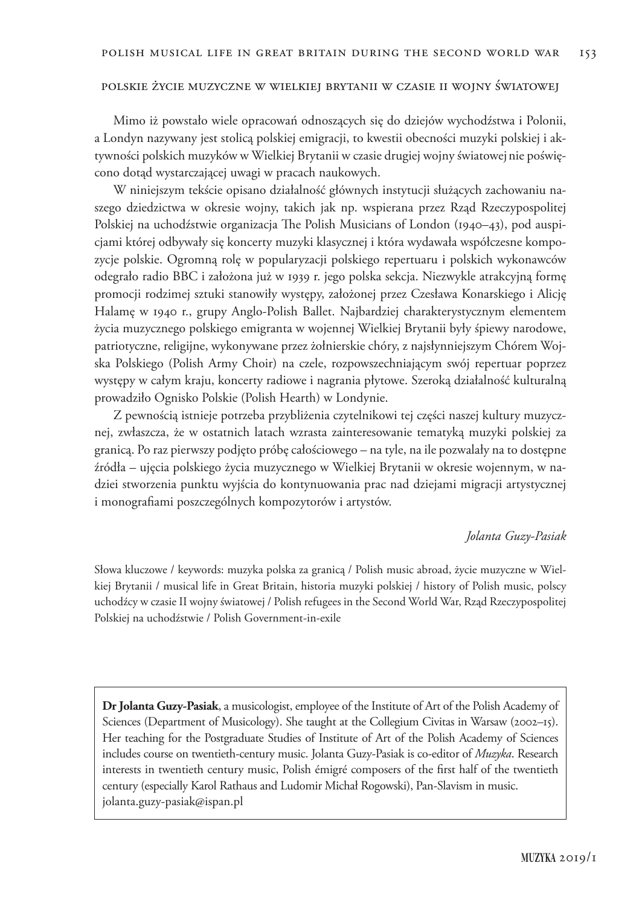## POLSKIE ŻYCIE MUZYCZNE W WIELKIEJ BRYTANII W CZASIE II WOJNY ŚWIATOWEJ

Mimo iż powstało wiele opracowań odnoszących się do dziejów wychodźstwa i Polonii, a Londyn nazywany jest stolicą polskiej emigracji, to kwestii obecności muzyki polskiej i aktywności polskich muzyków w Wielkiej Brytanii w czasie drugiej wojny światowej nie poświęcono dotąd wystarczającej uwagi w pracach naukowych.

W niniejszym tekście opisano działalność głównych instytucji służących zachowaniu naszego dziedzictwa w okresie wojny, takich jak np. wspierana przez Rząd Rzeczypospolitej Polskiej na uchodźstwie organizacja The Polish Musicians of London (1940–43), pod auspicjami której odbywały się koncerty muzyki klasycznej i która wydawała współczesne kompozycje polskie. Ogromną rolę w popularyzacji polskiego repertuaru i polskich wykonawców odegrało radio BBC i założona już w 1939 r. jego polska sekcja. Niezwykle atrakcyjną formę promocji rodzimej sztuki stanowiły występy, założonej przez Czesława Konarskiego i Alicję Halamę w 1940 r., grupy Anglo-Polish Ballet. Najbardziej charakterystycznym elementem życia muzycznego polskiego emigranta w wojennej Wielkiej Brytanii były śpiewy narodowe, patriotyczne, religijne, wykonywane przez żołnierskie chóry, z najsłynniejszym Chórem Wojska Polskiego (Polish Army Choir) na czele, rozpowszechniającym swój repertuar poprzez występy w całym kraju, koncerty radiowe i nagrania płytowe. Szeroką działalność kulturalną prowadziło Ognisko Polskie (Polish Hearth) w Londynie.

Z pewnością istnieje potrzeba przybliżenia czytelnikowi tej części naszej kultury muzycznej, zwłaszcza, że w ostatnich latach wzrasta zainteresowanie tematyką muzyki polskiej za granicą. Po raz pierwszy podjęto próbę całościowego – na tyle, na ile pozwalały na to dostępne źródła – ujęcia polskiego życia muzycznego w Wielkiej Brytanii w okresie wojennym, w nadziei stworzenia punktu wyjścia do kontynuowania prac nad dziejami migracji artystycznej i monografiami poszczególnych kompozytorów i artystów.

*Jolanta Guzy-Pasiak*

Słowa kluczowe / keywords: muzyka polska za granicą / Polish music abroad, życie muzyczne w Wielkiej Brytanii / musical life in Great Britain, historia muzyki polskiej / history of Polish music, polscy uchodźcy w czasie II wojny światowej / Polish refugees in the Second World War, Rząd Rzeczypospolitej Polskiej na uchodźstwie / Polish Government-in-exile

**Dr Jolanta Guzy-Pasiak**, a musicologist, employee of the Institute of Art of the Polish Academy of Sciences (Department of Musicology). She taught at the Collegium Civitas in Warsaw (2002–15). Her teaching for the Postgraduate Studies of Institute of Art of the Polish Academy of Sciences includes course on twentieth-century music. Jolanta Guzy-Pasiak is co-editor of *Muzyka*. Research interests in twentieth century music, Polish émigré composers of the first half of the twentieth century (especially Karol Rathaus and Ludomir Michał Rogowski), Pan-Slavism in music.
jolanta.guzy-pasiak@ispan.pl